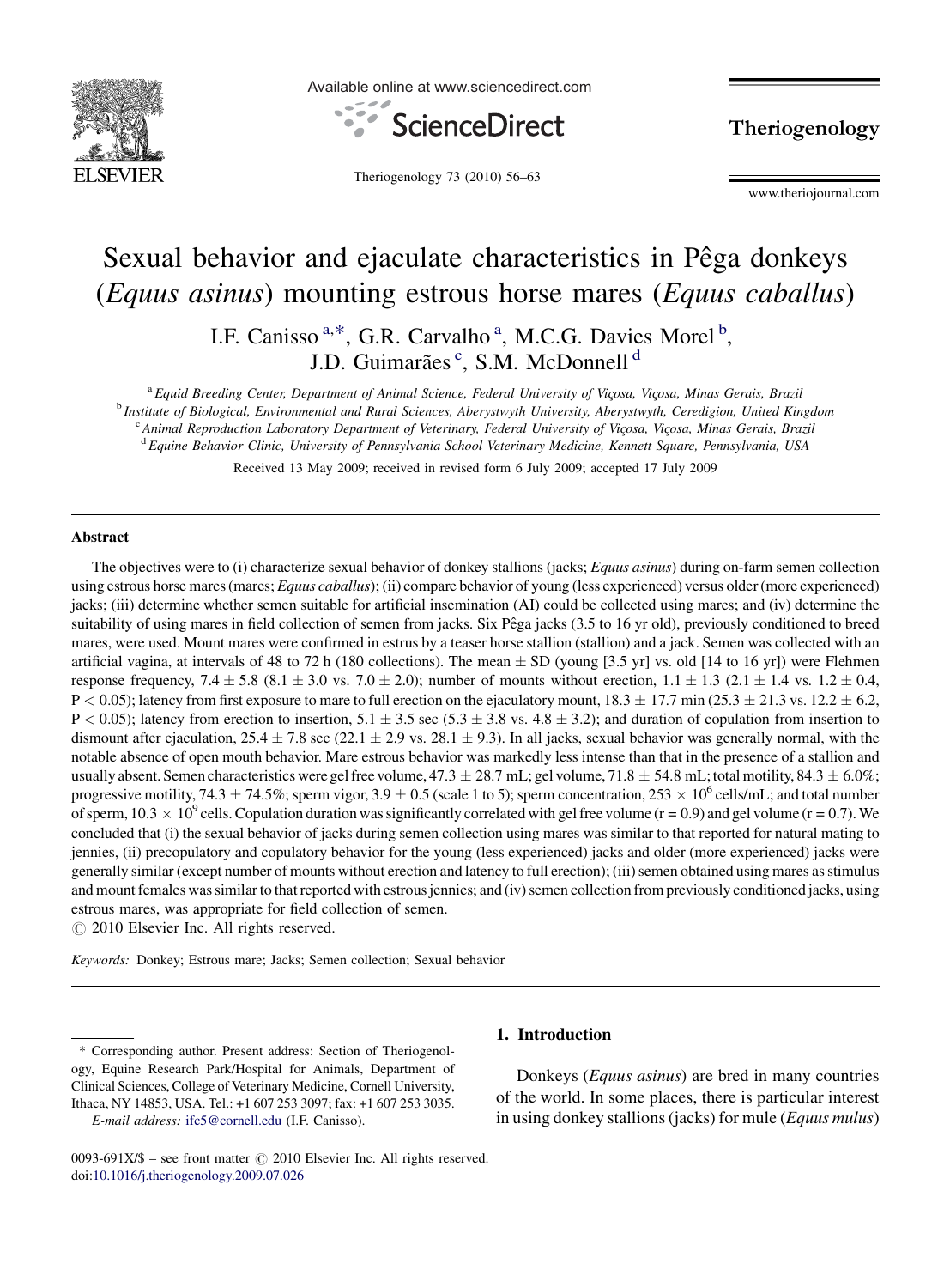# Sexual behavior and ejaculate characteristics in Pêga donkeys (*Equus asinus*) mounting estrous horse mares (*Equus caballus*)

I.F. Canisso [a,*], G.R. Carvalho [a], M.C.G. Davies Morel [b], J.D. Guimarães [c], S.M. McDonnell [d]

[a] Equid Breeding Center, Department of Animal Science, Federal University of Viçosa, Viçosa, Minas Gerais, Brazil

[b] Institute of Biological, Environmental and Rural Sciences, Aberystwyth University, Aberystwyth, Ceredigion, United Kingdom

[c] Animal Reproduction Laboratory Department of Veterinary, Federal University of Viçosa, Viçosa, Minas Gerais, Brazil

[d] Equine Behavior Clinic, University of Pennsylvania School Veterinary Medicine, Kennett Square, Pennsylvania, USA

Received 13 May 2009; received in revised form 6 July 2009; accepted 17 July 2009

## Abstract

The objectives were to (i) characterize sexual behavior of donkey stallions (jacks; *Equus asinus*) during on-farm semen collection using estrous horse mares (mares; *Equus caballus*); (ii) compare behavior of young (less experienced) versus older (more experienced) jacks; (iii) determine whether semen suitable for artificial insemination (AI) could be collected using mares; and (iv) determine the suitability of using mares in field collection of semen from jacks. Six Pêga jacks (3.5 to 16 yr old), previously conditioned to breed mares, were used. Mount mares were confirmed in estrus by a teaser horse stallion (stallion) and a jack. Semen was collected with an artificial vagina, at intervals of 48 to 72 h (180 collections). The mean $\pm$ SD (young [3.5 yr] vs. old [14 to 16 yr]) were Flehmen response frequency, $7.4 \pm 5.8$ ($8.1 \pm 3.0$ vs. $7.0 \pm 2.0$); number of mounts without erection, $1.1 \pm 1.3$ ($2.1 \pm 1.4$ vs. $1.2 \pm 0.4$, $P < 0.05$); latency from first exposure to mare to full erection on the ejaculatory mount, $18.3 \pm 17.7$ min ($25.3 \pm 21.3$ vs. $12.2 \pm 6.2$, $P < 0.05$); latency from erection to insertion, $5.1 \pm 3.5$ sec ($5.3 \pm 3.8$ vs. $4.8 \pm 3.2$); and duration of copulation from insertion to dismount after ejaculation, $25.4 \pm 7.8$ sec ($22.1 \pm 2.9$ vs. $28.1 \pm 9.3$). In all jacks, sexual behavior was generally normal, with the notable absence of open mouth behavior. Mare estrous behavior was markedly less intense than that in the presence of a stallion and usually absent. Semen characteristics were gel free volume, $47.3 \pm 28.7$ mL; gel volume, $71.8 \pm 54.8$ mL; total motility, $84.3 \pm 6.0\%$; progressive motility, $74.3 \pm 74.5\%$; sperm vigor, $3.9 \pm 0.5$ (scale 1 to 5); sperm concentration, $253 \times 10^6$ cells/mL; and total number of sperm, $10.3 \times 10^9$ cells. Copulation duration was significantly correlated with gel free volume (r = 0.9) and gel volume (r = 0.7). We concluded that (i) the sexual behavior of jacks during semen collection using mares was similar to that reported for natural mating to jennies, (ii) precopulatory and copulatory behavior for the young (less experienced) jacks and older (more experienced) jacks were generally similar (except number of mounts without erection and latency to full erection); (iii) semen obtained using mares as stimulus and mount females was similar to that reported with estrous jennies; and (iv) semen collection from previously conditioned jacks, using estrous mares, was appropriate for field collection of semen.

© 2010 Elsevier Inc. All rights reserved.

*Keywords:* Donkey; Estrous mare; Jacks; Semen collection; Sexual behavior

## 1. Introduction

Donkeys (*Equus asinus*) are bred in many countries of the world. In some places, there is particular interest in using donkey stallions (jacks) for mule (*Equus mulus*)

---

\* Corresponding author. Present address: Section of Theriogenology, Equine Research Park/Hospital for Animals, Department of Clinical Sciences, College of Veterinary Medicine, Cornell University, Ithaca, NY 14853, USA. Tel.: +1 607 253 3097; fax: +1 607 253 3035.

*E-mail address:* ifc5@cornell.edu (I.F. Canisso).

0093-691X/$ – see front matter © 2010 Elsevier Inc. All rights reserved.
doi:10.1016/j.theriogenology.2009.07.026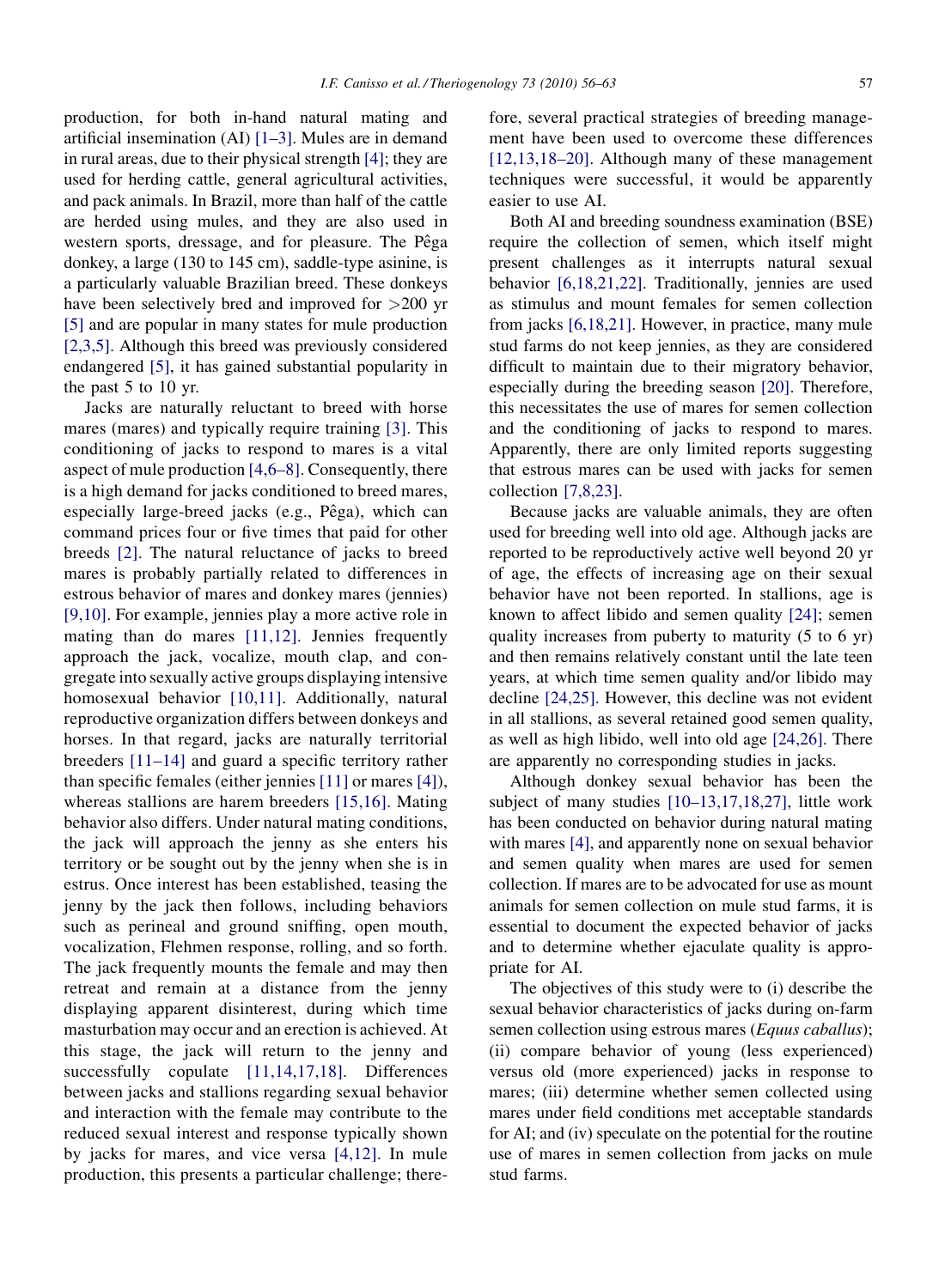production, for both in-hand natural mating and artificial insemination (AI) [1–3]. Mules are in demand in rural areas, due to their physical strength [4]; they are used for herding cattle, general agricultural activities, and pack animals. In Brazil, more than half of the cattle are herded using mules, and they are also used in western sports, dressage, and for pleasure. The Pêga donkey, a large (130 to 145 cm), saddle-type asinine, is a particularly valuable Brazilian breed. These donkeys have been selectively bred and improved for >200 yr [5] and are popular in many states for mule production [2,3,5]. Although this breed was previously considered endangered [5], it has gained substantial popularity in the past 5 to 10 yr.

Jacks are naturally reluctant to breed with horse mares (mares) and typically require training [3]. This conditioning of jacks to respond to mares is a vital aspect of mule production [4,6–8]. Consequently, there is a high demand for jacks conditioned to breed mares, especially large-breed jacks (e.g., Pêga), which can command prices four or five times that paid for other breeds [2]. The natural reluctance of jacks to breed mares is probably partially related to differences in estrous behavior of mares and donkey mares (jennies) [9,10]. For example, jennies play a more active role in mating than do mares [11,12]. Jennies frequently approach the jack, vocalize, mouth clap, and congregate into sexually active groups displaying intensive homosexual behavior [10,11]. Additionally, natural reproductive organization differs between donkeys and horses. In that regard, jacks are naturally territorial breeders [11–14] and guard a specific territory rather than specific females (either jennies [11] or mares [4]), whereas stallions are harem breeders [15,16]. Mating behavior also differs. Under natural mating conditions, the jack will approach the jenny as she enters his territory or be sought out by the jenny when she is in estrus. Once interest has been established, teasing the jenny by the jack then follows, including behaviors such as perineal and ground sniffing, open mouth, vocalization, Flehmen response, rolling, and so forth. The jack frequently mounts the female and may then retreat and remain at a distance from the jenny displaying apparent disinterest, during which time masturbation may occur and an erection is achieved. At this stage, the jack will return to the jenny and successfully copulate [11,14,17,18]. Differences between jacks and stallions regarding sexual behavior and interaction with the female may contribute to the reduced sexual interest and response typically shown by jacks for mares, and vice versa [4,12]. In mule production, this presents a particular challenge; therefore, several practical strategies of breeding management have been used to overcome these differences [12,13,18–20]. Although many of these management techniques were successful, it would be apparently easier to use AI.

Both AI and breeding soundness examination (BSE) require the collection of semen, which itself might present challenges as it interrupts natural sexual behavior [6,18,21,22]. Traditionally, jennies are used as stimulus and mount females for semen collection from jacks [6,18,21]. However, in practice, many mule stud farms do not keep jennies, as they are considered difficult to maintain due to their migratory behavior, especially during the breeding season [20]. Therefore, this necessitates the use of mares for semen collection and the conditioning of jacks to respond to mares. Apparently, there are only limited reports suggesting that estrous mares can be used with jacks for semen collection [7,8,23].

Because jacks are valuable animals, they are often used for breeding well into old age. Although jacks are reported to be reproductively active well beyond 20 yr of age, the effects of increasing age on their sexual behavior have not been reported. In stallions, age is known to affect libido and semen quality [24]; semen quality increases from puberty to maturity (5 to 6 yr) and then remains relatively constant until the late teen years, at which time semen quality and/or libido may decline [24,25]. However, this decline was not evident in all stallions, as several retained good semen quality, as well as high libido, well into old age [24,26]. There are apparently no corresponding studies in jacks.

Although donkey sexual behavior has been the subject of many studies [10–13,17,18,27], little work has been conducted on behavior during natural mating with mares [4], and apparently none on sexual behavior and semen quality when mares are used for semen collection. If mares are to be advocated for use as mount animals for semen collection on mule stud farms, it is essential to document the expected behavior of jacks and to determine whether ejaculate quality is appropriate for AI.

The objectives of this study were to (i) describe the sexual behavior characteristics of jacks during on-farm semen collection using estrous mares (*Equus caballus*); (ii) compare behavior of young (less experienced) versus old (more experienced) jacks in response to mares; (iii) determine whether semen collected using mares under field conditions met acceptable standards for AI; and (iv) speculate on the potential for the routine use of mares in semen collection from jacks on mule stud farms.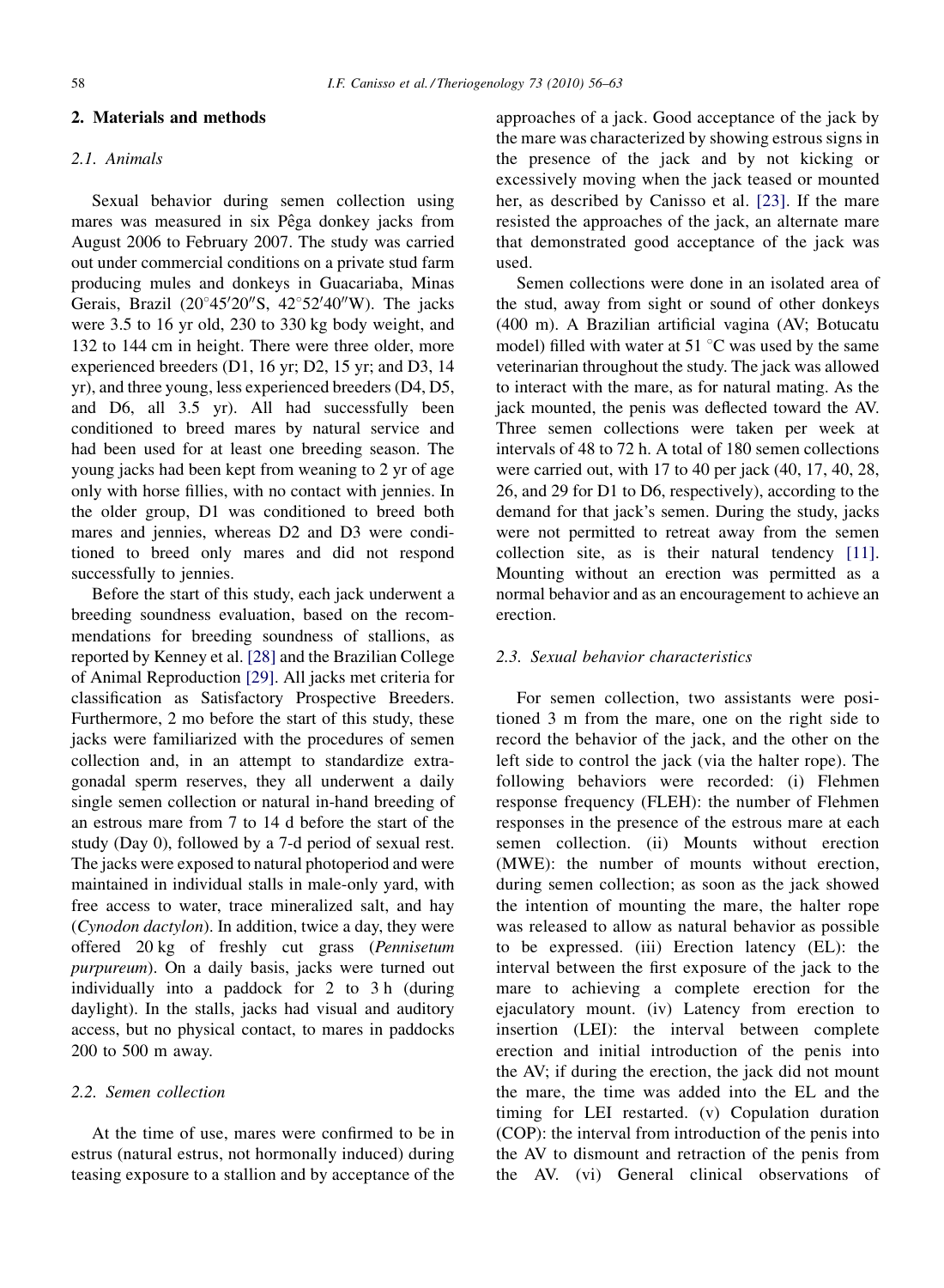## 2. Materials and methods

### 2.1. Animals

Sexual behavior during semen collection using mares was measured in six Pêga donkey jacks from August 2006 to February 2007. The study was carried out under commercial conditions on a private stud farm producing mules and donkeys in Guacariaba, Minas Gerais, Brazil (20°45′20″S, 42°52′40″W). The jacks were 3.5 to 16 yr old, 230 to 330 kg body weight, and 132 to 144 cm in height. There were three older, more experienced breeders (D1, 16 yr; D2, 15 yr; and D3, 14 yr), and three young, less experienced breeders (D4, D5, and D6, all 3.5 yr). All had successfully been conditioned to breed mares by natural service and had been used for at least one breeding season. The young jacks had been kept from weaning to 2 yr of age only with horse fillies, with no contact with jennies. In the older group, D1 was conditioned to breed both mares and jennies, whereas D2 and D3 were conditioned to breed only mares and did not respond successfully to jennies.

Before the start of this study, each jack underwent a breeding soundness evaluation, based on the recommendations for breeding soundness of stallions, as reported by Kenney et al. [28] and the Brazilian College of Animal Reproduction [29]. All jacks met criteria for classification as Satisfactory Prospective Breeders. Furthermore, 2 mo before the start of this study, these jacks were familiarized with the procedures of semen collection and, in an attempt to standardize extragonadal sperm reserves, they all underwent a daily single semen collection or natural in-hand breeding of an estrous mare from 7 to 14 d before the start of the study (Day 0), followed by a 7-d period of sexual rest. The jacks were exposed to natural photoperiod and were maintained in individual stalls in male-only yard, with free access to water, trace mineralized salt, and hay (*Cynodon dactylon*). In addition, twice a day, they were offered 20 kg of freshly cut grass (*Pennisetum purpureum*). On a daily basis, jacks were turned out individually into a paddock for 2 to 3 h (during daylight). In the stalls, jacks had visual and auditory access, but no physical contact, to mares in paddocks 200 to 500 m away.

### 2.2. Semen collection

At the time of use, mares were confirmed to be in estrus (natural estrus, not hormonally induced) during teasing exposure to a stallion and by acceptance of the approaches of a jack. Good acceptance of the jack by the mare was characterized by showing estrous signs in the presence of the jack and by not kicking or excessively moving when the jack teased or mounted her, as described by Canisso et al. [23]. If the mare resisted the approaches of the jack, an alternate mare that demonstrated good acceptance of the jack was used.

Semen collections were done in an isolated area of the stud, away from sight or sound of other donkeys (400 m). A Brazilian artificial vagina (AV; Botucatu model) filled with water at 51 °C was used by the same veterinarian throughout the study. The jack was allowed to interact with the mare, as for natural mating. As the jack mounted, the penis was deflected toward the AV. Three semen collections were taken per week at intervals of 48 to 72 h. A total of 180 semen collections were carried out, with 17 to 40 per jack (40, 17, 40, 28, 26, and 29 for D1 to D6, respectively), according to the demand for that jack's semen. During the study, jacks were not permitted to retreat away from the semen collection site, as is their natural tendency [11]. Mounting without an erection was permitted as a normal behavior and as an encouragement to achieve an erection.

### 2.3. Sexual behavior characteristics

For semen collection, two assistants were positioned 3 m from the mare, one on the right side to record the behavior of the jack, and the other on the left side to control the jack (via the halter rope). The following behaviors were recorded: (i) Flehmen response frequency (FLEH): the number of Flehmen responses in the presence of the estrous mare at each semen collection. (ii) Mounts without erection (MWE): the number of mounts without erection, during semen collection; as soon as the jack showed the intention of mounting the mare, the halter rope was released to allow as natural behavior as possible to be expressed. (iii) Erection latency (EL): the interval between the first exposure of the jack to the mare to achieving a complete erection for the ejaculatory mount. (iv) Latency from erection to insertion (LEI): the interval between complete erection and initial introduction of the penis into the AV; if during the erection, the jack did not mount the mare, the time was added into the EL and the timing for LEI restarted. (v) Copulation duration (COP): the interval from introduction of the penis into the AV to dismount and retraction of the penis from the AV. (vi) General clinical observations of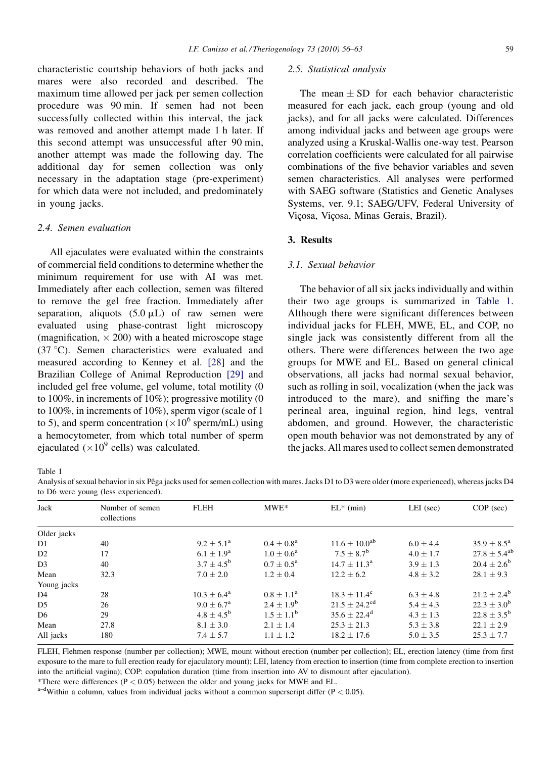characteristic courtship behaviors of both jacks and mares were also recorded and described. The maximum time allowed per jack per semen collection procedure was 90 min. If semen had not been successfully collected within this interval, the jack was removed and another attempt made 1 h later. If this second attempt was unsuccessful after 90 min, another attempt was made the following day. The additional day for semen collection was only necessary in the adaptation stage (pre-experiment) for which data were not included, and predominately in young jacks.

### 2.4. Semen evaluation

All ejaculates were evaluated within the constraints of commercial field conditions to determine whether the minimum requirement for use with AI was met. Immediately after each collection, semen was filtered to remove the gel free fraction. Immediately after separation, aliquots (5.0 μL) of raw semen were evaluated using phase-contrast light microscopy (magnification, × 200) with a heated microscope stage (37 °C). Semen characteristics were evaluated and measured according to Kenney et al. [28] and the Brazilian College of Animal Reproduction [29] and included gel free volume, gel volume, total motility (0 to 100%, in increments of 10%); progressive motility (0 to 100%, in increments of 10%), sperm vigor (scale of 1 to 5), and sperm concentration ($\times 10^6$ sperm/mL) using a hemocytometer, from which total number of sperm ejaculated ($\times 10^9$ cells) was calculated.

### 2.5. Statistical analysis

The mean ± SD for each behavior characteristic measured for each jack, each group (young and old jacks), and for all jacks were calculated. Differences among individual jacks and between age groups were analyzed using a Kruskal-Wallis one-way test. Pearson correlation coefficients were calculated for all pairwise combinations of the five behavior variables and seven semen characteristics. All analyses were performed with SAEG software (Statistics and Genetic Analyses Systems, ver. 9.1; SAEG/UFV, Federal University of Viçosa, Viçosa, Minas Gerais, Brazil).

## 3. Results

### 3.1. Sexual behavior

The behavior of all six jacks individually and within their two age groups is summarized in Table 1. Although there were significant differences between individual jacks for FLEH, MWE, EL, and COP, no single jack was consistently different from all the others. There were differences between the two age groups for MWE and EL. Based on general clinical observations, all jacks had normal sexual behavior, such as rolling in soil, vocalization (when the jack was introduced to the mare), and sniffing the mare's perineal area, inguinal region, hind legs, ventral abdomen, and ground. However, the characteristic open mouth behavior was not demonstrated by any of the jacks. All mares used to collect semen demonstrated

Table 1
Analysis of sexual behavior in six Pêga jacks used for semen collection with mares. Jacks D1 to D3 were older (more experienced), whereas jacks D4 to D6 were young (less experienced).

| Jack | Number of semen collections | FLEH | MWE* | EL* (min) | LEI (sec) | COP (sec) |
|---|---|---|---|---|---|---|
| Older jacks | | | | | | |
| D1 | 40 | $9.2 \pm 5.1^{a}$ | $0.4 \pm 0.8^{a}$ | $11.6 \pm 10.0^{ab}$ | $6.0 \pm 4.4$ | $35.9 \pm 8.5^{a}$ |
| D2 | 17 | $6.1 \pm 1.9^{a}$ | $1.0 \pm 0.6^{a}$ | $7.5 \pm 8.7^{b}$ | $4.0 \pm 1.7$ | $27.8 \pm 5.4^{ab}$ |
| D3 | 40 | $3.7 \pm 4.5^{b}$ | $0.7 \pm 0.5^{a}$ | $14.7 \pm 11.3^{a}$ | $3.9 \pm 1.3$ | $20.4 \pm 2.6^{b}$ |
| Mean | 32.3 | $7.0 \pm 2.0$ | $1.2 \pm 0.4$ | $12.2 \pm 6.2$ | $4.8 \pm 3.2$ | $28.1 \pm 9.3$ |
| Young jacks | | | | | | |
| D4 | 28 | $10.3 \pm 6.4^{a}$ | $0.8 \pm 1.1^{a}$ | $18.3 \pm 11.4^{c}$ | $6.3 \pm 4.8$ | $21.2 \pm 2.4^{b}$ |
| D5 | 26 | $9.0 \pm 6.7^{a}$ | $2.4 \pm 1.9^{b}$ | $21.5 \pm 24.2^{cd}$ | $5.4 \pm 4.3$ | $22.3 \pm 3.0^{b}$ |
| D6 | 29 | $4.8 \pm 4.5^{b}$ | $1.5 \pm 1.1^{b}$ | $35.6 \pm 22.4^{d}$ | $4.3 \pm 1.3$ | $22.8 \pm 3.5^{b}$ |
| Mean | 27.8 | $8.1 \pm 3.0$ | $2.1 \pm 1.4$ | $25.3 \pm 21.3$ | $5.3 \pm 3.8$ | $22.1 \pm 2.9$ |
| All jacks | 180 | $7.4 \pm 5.7$ | $1.1 \pm 1.2$ | $18.2 \pm 17.6$ | $5.0 \pm 3.5$ | $25.3 \pm 7.7$ |

FLEH, Flehmen response (number per collection); MWE, mount without erection (number per collection); EL, erection latency (time from first exposure to the mare to full erection ready for ejaculatory mount); LEI, latency from erection to insertion (time from complete erection to insertion into the artificial vagina); COP: copulation duration (time from insertion into AV to dismount after ejaculation).

*There were differences ($P < 0.05$) between the older and young jacks for MWE and EL.

[a–d]Within a column, values from individual jacks without a common superscript differ ($P < 0.05$).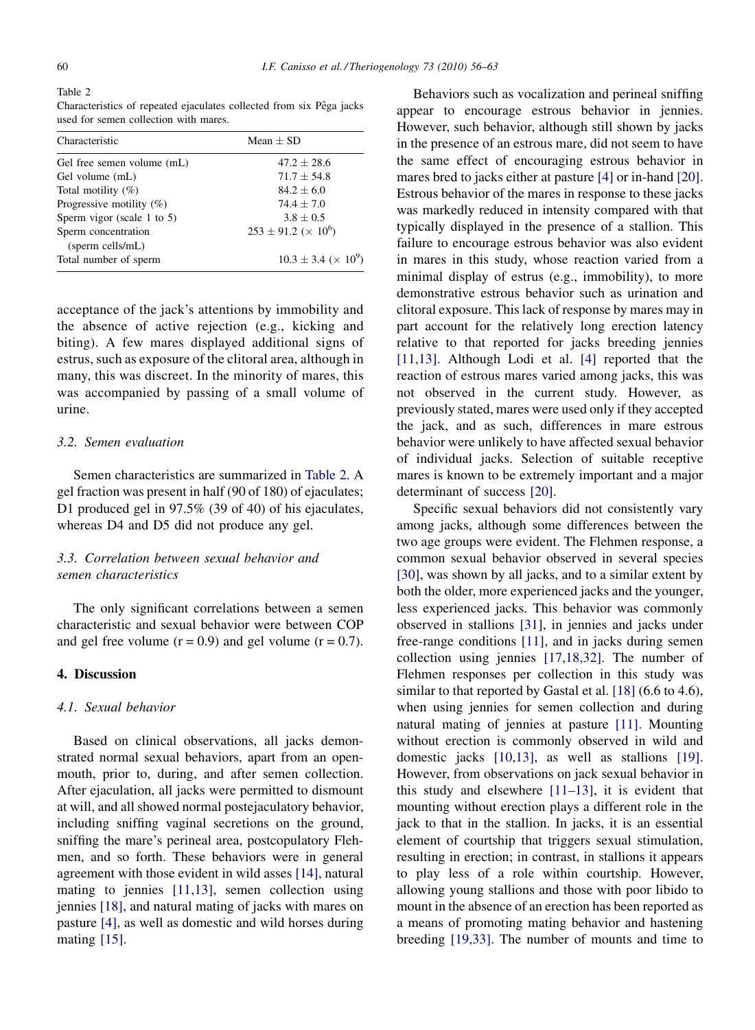Table 2
Characteristics of repeated ejaculates collected from six Pêga jacks used for semen collection with mares.

| Characteristic | Mean ± SD |
|---|---|
| Gel free semen volume (mL) | 47.2 ± 28.6 |
| Gel volume (mL) | 71.7 ± 54.8 |
| Total motility (%) | 84.2 ± 6.0 |
| Progressive motility (%) | 74.4 ± 7.0 |
| Sperm vigor (scale 1 to 5) | 3.8 ± 0.5 |
| Sperm concentration (sperm cells/mL) | 253 ± 91.2 ($\times 10^6$) |
| Total number of sperm | 10.3 ± 3.4 ($\times 10^9$) |

acceptance of the jack's attentions by immobility and the absence of active rejection (e.g., kicking and biting). A few mares displayed additional signs of estrus, such as exposure of the clitoral area, although in many, this was discreet. In the minority of mares, this was accompanied by passing of a small volume of urine.

### 3.2. Semen evaluation

Semen characteristics are summarized in Table 2. A gel fraction was present in half (90 of 180) of ejaculates; D1 produced gel in 97.5% (39 of 40) of his ejaculates, whereas D4 and D5 did not produce any gel.

### 3.3. Correlation between sexual behavior and semen characteristics

The only significant correlations between a semen characteristic and sexual behavior were between COP and gel free volume ($r = 0.9$) and gel volume ($r = 0.7$).

## 4. Discussion

### 4.1. Sexual behavior

Based on clinical observations, all jacks demonstrated normal sexual behaviors, apart from an open-mouth, prior to, during, and after semen collection. After ejaculation, all jacks were permitted to dismount at will, and all showed normal postejaculatory behavior, including sniffing vaginal secretions on the ground, sniffing the mare's perineal area, postcopulatory Flehmen, and so forth. These behaviors were in general agreement with those evident in wild asses [14], natural mating to jennies [11,13], semen collection using jennies [18], and natural mating of jacks with mares on pasture [4], as well as domestic and wild horses during mating [15].

Behaviors such as vocalization and perineal sniffing appear to encourage estrous behavior in jennies. However, such behavior, although still shown by jacks in the presence of an estrous mare, did not seem to have the same effect of encouraging estrous behavior in mares bred to jacks either at pasture [4] or in-hand [20]. Estrous behavior of the mares in response to these jacks was markedly reduced in intensity compared with that typically displayed in the presence of a stallion. This failure to encourage estrous behavior was also evident in mares in this study, whose reaction varied from a minimal display of estrus (e.g., immobility), to more demonstrative estrous behavior such as urination and clitoral exposure. This lack of response by mares may in part account for the relatively long erection latency relative to that reported for jacks breeding jennies [11,13]. Although Lodi et al. [4] reported that the reaction of estrous mares varied among jacks, this was not observed in the current study. However, as previously stated, mares were used only if they accepted the jack, and as such, differences in mare estrous behavior were unlikely to have affected sexual behavior of individual jacks. Selection of suitable receptive mares is known to be extremely important and a major determinant of success [20].

Specific sexual behaviors did not consistently vary among jacks, although some differences between the two age groups were evident. The Flehmen response, a common sexual behavior observed in several species [30], was shown by all jacks, and to a similar extent by both the older, more experienced jacks and the younger, less experienced jacks. This behavior was commonly observed in stallions [31], in jennies and jacks under free-range conditions [11], and in jacks during semen collection using jennies [17,18,32]. The number of Flehmen responses per collection in this study was similar to that reported by Gastal et al. [18] (6.6 to 4.6), when using jennies for semen collection and during natural mating of jennies at pasture [11]. Mounting without erection is commonly observed in wild and domestic jacks [10,13], as well as stallions [19]. However, from observations on jack sexual behavior in this study and elsewhere [11–13], it is evident that mounting without erection plays a different role in the jack to that in the stallion. In jacks, it is an essential element of courtship that triggers sexual stimulation, resulting in erection; in contrast, in stallions it appears to play less of a role within courtship. However, allowing young stallions and those with poor libido to mount in the absence of an erection has been reported as a means of promoting mating behavior and hastening breeding [19,33]. The number of mounts and time to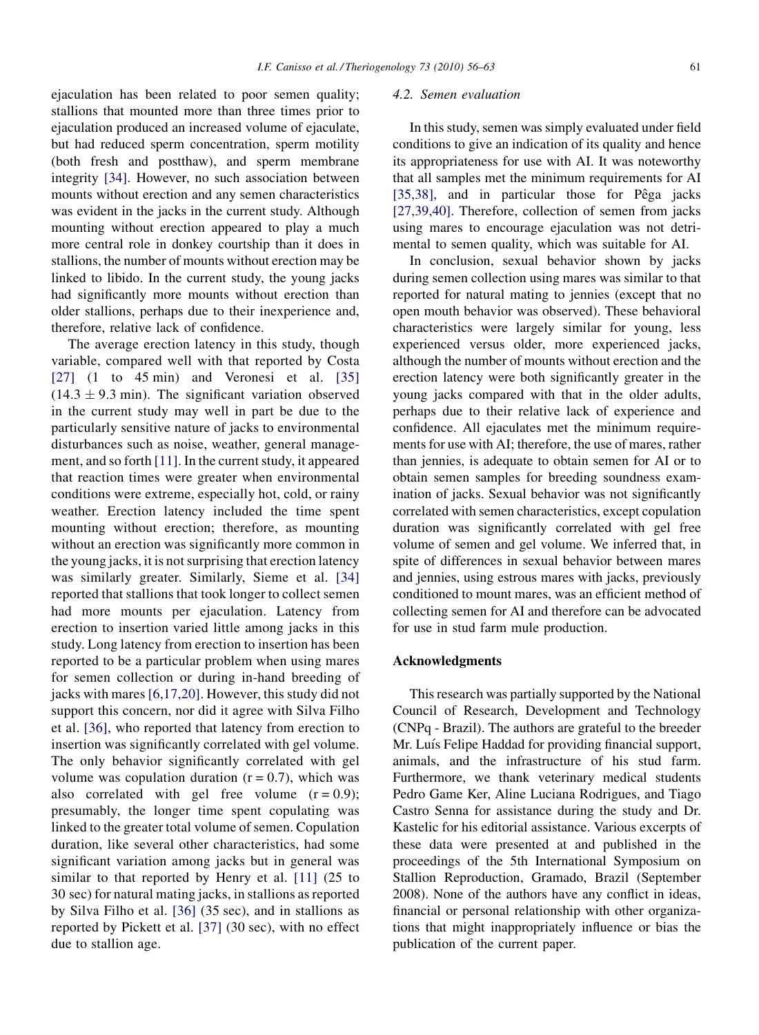ejaculation has been related to poor semen quality; stallions that mounted more than three times prior to ejaculation produced an increased volume of ejaculate, but had reduced sperm concentration, sperm motility (both fresh and postthaw), and sperm membrane integrity [34]. However, no such association between mounts without erection and any semen characteristics was evident in the jacks in the current study. Although mounting without erection appeared to play a much more central role in donkey courtship than it does in stallions, the number of mounts without erection may be linked to libido. In the current study, the young jacks had significantly more mounts without erection than older stallions, perhaps due to their inexperience and, therefore, relative lack of confidence.

The average erection latency in this study, though variable, compared well with that reported by Costa [27] (1 to 45 min) and Veronesi et al. [35] ($14.3 \pm 9.3$ min). The significant variation observed in the current study may well in part be due to the particularly sensitive nature of jacks to environmental disturbances such as noise, weather, general management, and so forth [11]. In the current study, it appeared that reaction times were greater when environmental conditions were extreme, especially hot, cold, or rainy weather. Erection latency included the time spent mounting without erection; therefore, as mounting without an erection was significantly more common in the young jacks, it is not surprising that erection latency was similarly greater. Similarly, Sieme et al. [34] reported that stallions that took longer to collect semen had more mounts per ejaculation. Latency from erection to insertion varied little among jacks in this study. Long latency from erection to insertion has been reported to be a particular problem when using mares for semen collection or during in-hand breeding of jacks with mares [6,17,20]. However, this study did not support this concern, nor did it agree with Silva Filho et al. [36], who reported that latency from erection to insertion was significantly correlated with gel volume. The only behavior significantly correlated with gel volume was copulation duration ($r = 0.7$), which was also correlated with gel free volume ($r = 0.9$); presumably, the longer time spent copulating was linked to the greater total volume of semen. Copulation duration, like several other characteristics, had some significant variation among jacks but in general was similar to that reported by Henry et al. [11] (25 to 30 sec) for natural mating jacks, in stallions as reported by Silva Filho et al. [36] (35 sec), and in stallions as reported by Pickett et al. [37] (30 sec), with no effect due to stallion age.

### 4.2. Semen evaluation

In this study, semen was simply evaluated under field conditions to give an indication of its quality and hence its appropriateness for use with AI. It was noteworthy that all samples met the minimum requirements for AI [35,38], and in particular those for Pêga jacks [27,39,40]. Therefore, collection of semen from jacks using mares to encourage ejaculation was not detrimental to semen quality, which was suitable for AI.

In conclusion, sexual behavior shown by jacks during semen collection using mares was similar to that reported for natural mating to jennies (except that no open mouth behavior was observed). These behavioral characteristics were largely similar for young, less experienced versus older, more experienced jacks, although the number of mounts without erection and the erection latency were both significantly greater in the young jacks compared with that in the older adults, perhaps due to their relative lack of experience and confidence. All ejaculates met the minimum requirements for use with AI; therefore, the use of mares, rather than jennies, is adequate to obtain semen for AI or to obtain semen samples for breeding soundness examination of jacks. Sexual behavior was not significantly correlated with semen characteristics, except copulation duration was significantly correlated with gel free volume of semen and gel volume. We inferred that, in spite of differences in sexual behavior between mares and jennies, using estrous mares with jacks, previously conditioned to mount mares, was an efficient method of collecting semen for AI and therefore can be advocated for use in stud farm mule production.

## Acknowledgments

This research was partially supported by the National Council of Research, Development and Technology (CNPq - Brazil). The authors are grateful to the breeder Mr. Luís Felipe Haddad for providing financial support, animals, and the infrastructure of his stud farm. Furthermore, we thank veterinary medical students Pedro Game Ker, Aline Luciana Rodrigues, and Tiago Castro Senna for assistance during the study and Dr. Kastelic for his editorial assistance. Various excerpts of these data were presented at and published in the proceedings of the 5th International Symposium on Stallion Reproduction, Gramado, Brazil (September 2008). None of the authors have any conflict in ideas, financial or personal relationship with other organizations that might inappropriately influence or bias the publication of the current paper.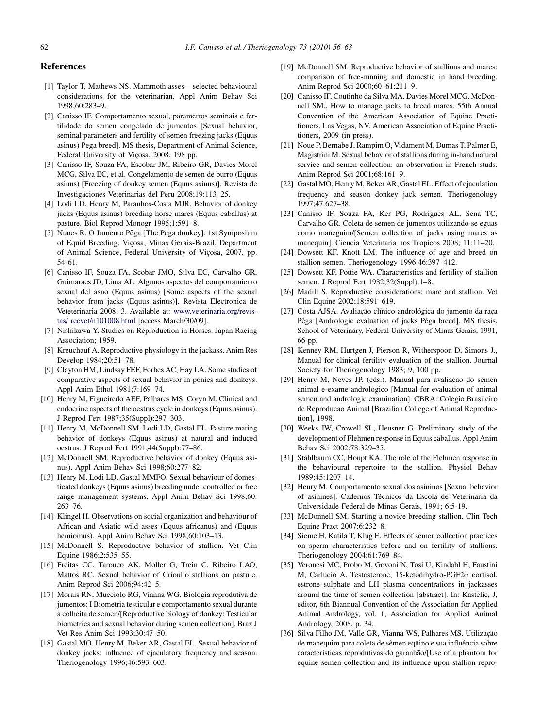## References

[1] Taylor T, Mathews NS. Mammoth asses – selected behavioural considerations for the veterinarian. Appl Anim Behav Sci 1998;60:283–9.

[2] Canisso IF. Comportamento sexual, parametros seminais e fertilidade do semen congelado de jumentos [Sexual behavior, seminal parameters and fertility of semen freezing jacks (Equus asinus) Pega breed]. MS thesis, Department of Animal Science, Federal University of Viçosa, 2008, 198 pp.

[3] Canisso IF, Souza FA, Escobar JM, Ribeiro GR, Davies-Morel MCG, Silva EC, et al. Congelamento de semen de burro (Equus asinus) [Freezing of donkey semen (Equus asinus)]. Revista de Investigaciones Veterinarias del Peru 2008;19:113–25.

[4] Lodi LD, Henry M, Paranhos-Costa MJR. Behavior of donkey jacks (Equus asinus) breeding horse mares (Equus caballus) at pasture. Biol Reprod Monogr 1995;1:591–8.

[5] Nunes R. O Jumento Pêga [The Pega donkey]. 1st Symposium of Equid Breeding, Viçosa, Minas Gerais-Brazil, Department of Animal Science, Federal University of Viçosa, 2007, pp. 54-61.

[6] Canisso IF, Souza FA, Scobar JMO, Silva EC, Carvalho GR, Guimaraes JD, Lima AL. Algunos aspectos del comportamiento sexual del asno (Equus asinus) [Some aspects of the sexual behavior from jacks (Equus asinus)]. Revista Electronica de Veteterinaria 2008; 3. Available at: www.veterinaria.org/revistas/ recvet/n101008.html [access March/30/09].

[7] Nishikawa Y. Studies on Reproduction in Horses. Japan Racing Association; 1959.

[8] Kreuchauf A. Reproductive physiology in the jackass. Anim Res Develop 1984;20:51–78.

[9] Clayton HM, Lindsay FEF, Forbes AC, Hay LA. Some studies of comparative aspects of sexual behavior in ponies and donkeys. Appl Anim Ethol 1981;7:169–74.

[10] Henry M, Figueiredo AEF, Palhares MS, Coryn M. Clinical and endocrine aspects of the oestrus cycle in donkeys (Equus asinus). J Reprod Fert 1987;35(Suppl):297–303.

[11] Henry M, McDonnell SM, Lodi LD, Gastal EL. Pasture mating behavior of donkeys (Equus asinus) at natural and induced oestrus. J Reprod Fert 1991;44(Suppl):77–86.

[12] McDonnell SM. Reproductive behavior of donkey (Equus asinus). Appl Anim Behav Sci 1998;60:277–82.

[13] Henry M, Lodi LD, Gastal MMFO. Sexual behaviour of domesticated donkeys (Equus asinus) breeding under controlled or free range management systems. Appl Anim Behav Sci 1998;60: 263–76.

[14] Klingel H. Observations on social organization and behaviour of African and Asiatic wild asses (Equus africanus) and (Equus hemiomus). Appl Anim Behav Sci 1998;60:103–13.

[15] McDonnell S. Reproductive behavior of stallion. Vet Clin Equine 1986;2:535–55.

[16] Freitas CC, Tarouco AK, Möller G, Trein C, Ribeiro LAO, Mattos RC. Sexual behavior of Crioullo stallions on pasture. Anim Reprod Sci 2006;94:42–5.

[17] Morais RN, Mucciolo RG, Vianna WG. Biologia reprodutiva de jumentos: I Biometria testicular e comportamento sexual durante a colheita de semen/[Reproductive biology of donkey: Testicular biometrics and sexual behavior during semen collection]. Braz J Vet Res Anim Sci 1993;30:47–50.

[18] Gastal MO, Henry M, Beker AR, Gastal EL. Sexual behavior of donkey jacks: influence of ejaculatory frequency and season. Theriogenology 1996;46:593–603.

[19] McDonnell SM. Reproductive behavior of stallions and mares: comparison of free-running and domestic in hand breeding. Anim Reprod Sci 2000;60–61:211–9.

[20] Canisso IF, Coutinho da Silva MA, Davies Morel MCG, McDonnell SM., How to manage jacks to breed mares. 55th Annual Convention of the American Association of Equine Practitioners, Las Vegas, NV. American Association of Equine Practitioners, 2009 (in press).

[21] Noue P, Bernabe J, Rampim O, Vidament M, Dumas T, Palmer E, Magistrini M. Sexual behavior of stallions during in-hand natural service and semen collection: an observation in French studs. Anim Reprod Sci 2001;68:161–9.

[22] Gastal MO, Henry M, Beker AR, Gastal EL. Effect of ejaculation frequency and season donkey jack semen. Theriogenology 1997;47:627–38.

[23] Canisso IF, Souza FA, Ker PG, Rodrigues AL, Sena TC, Carvalho GR. Coleta de semen de jumentos utilizando-se eguas como maneguim/[Semen collection of jacks using mares as manequin]. Ciencia Veterinaria nos Tropicos 2008; 11:11–20.

[24] Dowsett KF, Knott LM. The influence of age and breed on stallion semen. Theriogenology 1996;46:397–412.

[25] Dowsett KF, Pottie WA. Characteristics and fertility of stallion semen. J Reprod Fert 1982;32(Suppl):1–8.

[26] Madill S. Reproductive considerations: mare and stallion. Vet Clin Equine 2002;18:591–619.

[27] Costa AJSA. Avaliação clínico andrológica do jumento da raça Pêga [Andrologic evaluation of jacks Pêga breed]. MS thesis, School of Veterinary, Federal University of Minas Gerais, 1991, 66 pp.

[28] Kenney RM, Hurtgen J, Pierson R, Witherspoon D, Simons J., Manual for clinical fertility evaluation of the stallion. Journal Society for Theriogenology 1983; 9, 100 pp.

[29] Henry M, Neves JP. (eds.). Manual para avaliacao do semen animal e exame andrologico [Manual for evaluation of animal semen and andrologic examination]. CBRA: Colegio Brasileiro de Reproducao Animal [Brazilian College of Animal Reproduction], 1998.

[30] Weeks JW, Crowell SL, Heusner G. Preliminary study of the development of Flehmen response in Equus caballus. Appl Anim Behav Sci 2002;78:329–35.

[31] Stahlbaum CC, Houpt KA. The role of the Flehmen response in the behavioural repertoire to the stallion. Physiol Behav 1989;45:1207–14.

[32] Henry M. Comportamento sexual dos asininos [Sexual behavior of asinines]. Cadernos Técnicos da Escola de Veterinaria da Universidade Federal de Minas Gerais, 1991; 6:5-19.

[33] McDonnell SM. Starting a novice breeding stallion. Clin Tech Equine Pract 2007;6:232–8.

[34] Sieme H, Katila T, Klug E. Effects of semen collection practices on sperm characteristics before and on fertility of stallions. Theriogenology 2004;61:769–84.

[35] Veronesi MC, Probo M, Govoni N, Tosi U, Kindahl H, Faustini M, Carlucio A. Testosterone, 15-ketodihydro-PGF2$\alpha$ cortisol, estrone sulphate and LH plasma concentrations in jackasses around the time of semen collection [abstract]. In: Kastelic, J, editor, 6th Biannual Convention of the Association for Applied Animal Andrology, vol. 1, Association for Applied Animal Andrology, 2008, p. 34.

[36] Silva Filho JM, Valle GR, Vianna WS, Palhares MS. Utilização de manequim para coleta de sêmen eqüino e sua influência sobre características reprodutivas do garanhão/[Use of a phantom for equine semen collection and its influence upon stallion repro-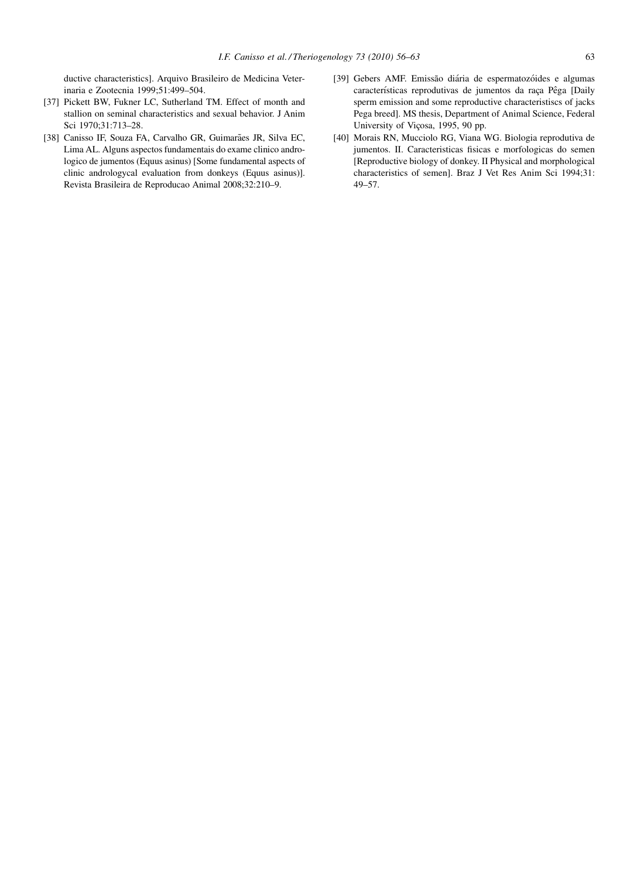ductive characteristics]. Arquivo Brasileiro de Medicina Veterinaria e Zootecnia 1999;51:499–504.

[37] Pickett BW, Fukner LC, Sutherland TM. Effect of month and stallion on seminal characteristics and sexual behavior. J Anim Sci 1970;31:713–28.

[38] Canisso IF, Souza FA, Carvalho GR, Guimarães JR, Silva EC, Lima AL. Alguns aspectos fundamentais do exame clinico andrologico de jumentos (Equus asinus) [Some fundamental aspects of clinic andrologycal evaluation from donkeys (Equus asinus)]. Revista Brasileira de Reproducao Animal 2008;32:210–9.

[39] Gebers AMF. Emissão diária de espermatozóides e algumas características reprodutivas de jumentos da raça Pêga [Daily sperm emission and some reproductive characteristiscs of jacks Pega breed]. MS thesis, Department of Animal Science, Federal University of Viçosa, 1995, 90 pp.

[40] Morais RN, Mucciolo RG, Viana WG. Biologia reprodutiva de jumentos. II. Caracteristicas fisicas e morfologicas do semen [Reproductive biology of donkey. II Physical and morphological characteristics of semen]. Braz J Vet Res Anim Sci 1994;31: 49–57.